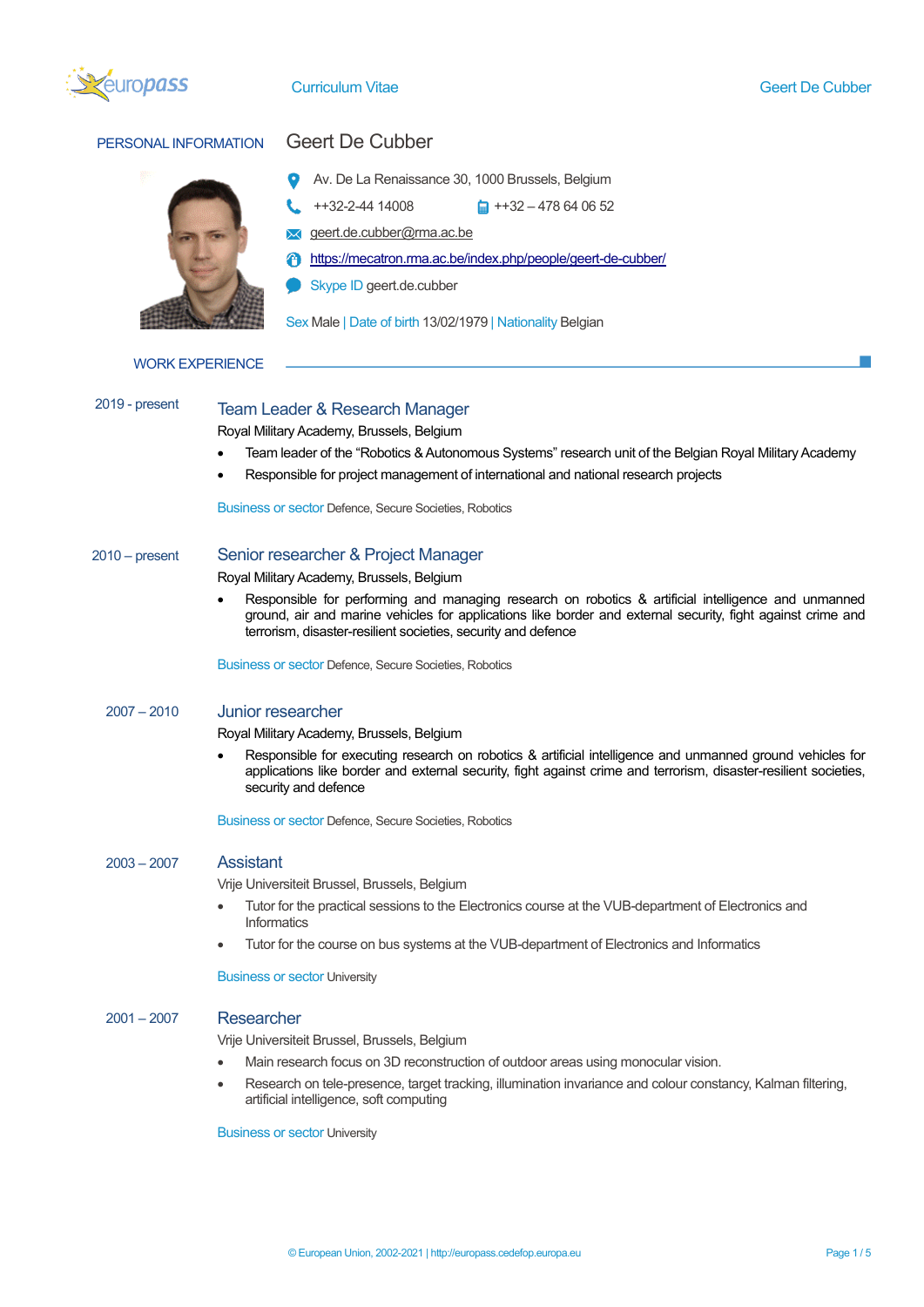# Geert De Cubber

## PERSONAL INFORMATION

**Geert De Cubber**

Av. De La Renaissance 30, 1000 Brussels, Belgium

++32-2-44 14008 ++32 – 478 64 06 52

geert.de.cubber@rma.ac.be

https://mecatron.rma.ac.be/index.php/people/geert-de-cubber/

Skype ID geert.de.cubber

Sex Male | Date of birth 13/02/1979 | Nationality Belgian

## WORK EXPERIENCE

**2019 - present**

### Team Leader & Research Manager

Royal Military Academy, Brussels, Belgium

- Team leader of the "Robotics & Autonomous Systems" research unit of the Belgian Royal Military Academy
- Responsible for project management of international and national research projects

Business or sector Defence, Secure Societies, Robotics

**2010 – present**

### Senior researcher & Project Manager

Royal Military Academy, Brussels, Belgium

- Responsible for performing and managing research on robotics & artificial intelligence and unmanned ground, air and marine vehicles for applications like border and external security, fight against crime and terrorism, disaster-resilient societies, security and defence

Business or sector Defence, Secure Societies, Robotics

**2007 – 2010**

### Junior researcher

Royal Military Academy, Brussels, Belgium

- Responsible for executing research on robotics & artificial intelligence and unmanned ground vehicles for applications like border and external security, fight against crime and terrorism, disaster-resilient societies, security and defence

Business or sector Defence, Secure Societies, Robotics

**2003 – 2007**

### Assistant

Vrije Universiteit Brussel, Brussels, Belgium

- Tutor for the practical sessions to the Electronics course at the VUB-department of Electronics and Informatics
- Tutor for the course on bus systems at the VUB-department of Electronics and Informatics

Business or sector University

**2001 – 2007**

### Researcher

Vrije Universiteit Brussel, Brussels, Belgium

- Main research focus on 3D reconstruction of outdoor areas using monocular vision.
- Research on tele-presence, target tracking, illumination invariance and colour constancy, Kalman filtering, artificial intelligence, soft computing

Business or sector University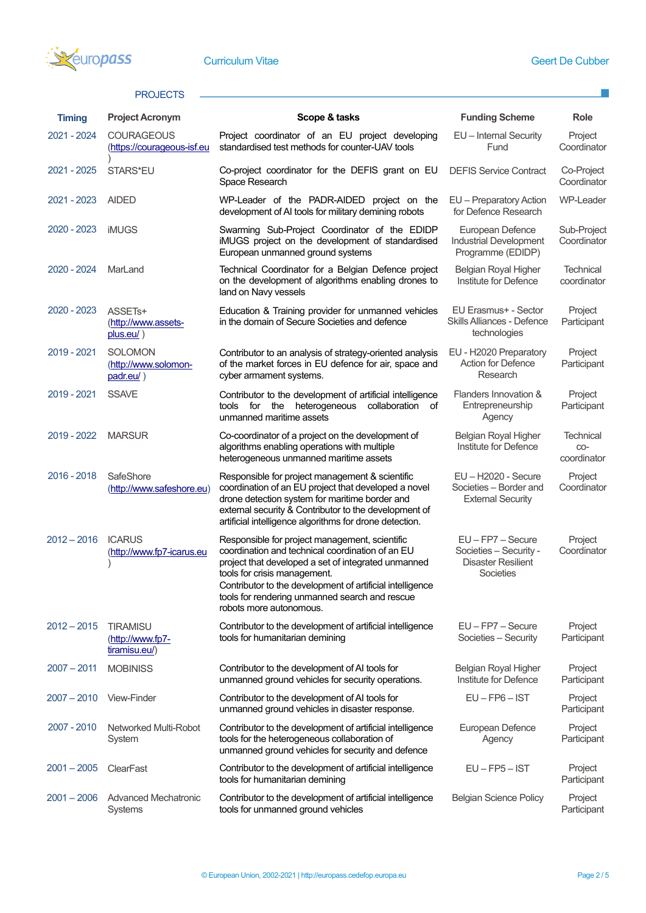## PROJECTS

| Timing | Project Acronym | Scope & tasks | Funding Scheme | Role |
|---|---|---|---|---|
| 2021 - 2024 | COURAGEOUS (https://courageous-isf.eu) | Project coordinator of an EU project developing standardised test methods for counter-UAV tools | EU – Internal Security Fund | Project Coordinator |
| 2021 - 2025 | STARS*EU | Co-project coordinator for the DEFIS grant on EU Space Research | DEFIS Service Contract | Co-Project Coordinator |
| 2021 - 2023 | AIDED | WP-Leader of the PADR-AIDED project on the development of AI tools for military demining robots | EU – Preparatory Action for Defence Research | WP-Leader |
| 2020 - 2023 | iMUGS | Swarming Sub-Project Coordinator of the EDIDP iMUGS project on the development of standardised European unmanned ground systems | European Defence Industrial Development Programme (EDIDP) | Sub-Project Coordinator |
| 2020 - 2024 | MarLand | Technical Coordinator for a Belgian Defence project on the development of algorithms enabling drones to land on Navy vessels | Belgian Royal Higher Institute for Defence | Technical coordinator |
| 2020 - 2023 | ASSETs+ (http://www.assets-plus.eu/ ) | Education & Training provider for unmanned vehicles in the domain of Secure Societies and defence | EU Erasmus+ - Sector Skills Alliances - Defence technologies | Project Participant |
| 2019 - 2021 | SOLOMON (http://www.solomon-padr.eu/ ) | Contributor to an analysis of strategy-oriented analysis of the market forces in EU defence for air, space and cyber armament systems. | EU - H2020 Preparatory Action for Defence Research | Project Participant |
| 2019 - 2021 | SSAVE | Contributor to the development of artificial intelligence tools for the heterogeneous collaboration of unmanned maritime assets | Flanders Innovation & Entrepreneurship Agency | Project Participant |
| 2019 - 2022 | MARSUR | Co-coordinator of a project on the development of algorithms enabling operations with multiple heterogeneous unmanned maritime assets | Belgian Royal Higher Institute for Defence | Technical co-coordinator |
| 2016 - 2018 | SafeShore (http://www.safeshore.eu) | Responsible for project management & scientific coordination of an EU project that developed a novel drone detection system for maritime border and external security & Contributor to the development of artificial intelligence algorithms for drone detection. | EU – H2020 - Secure Societies – Border and External Security | Project Coordinator |
| 2012 – 2016 | ICARUS (http://www.fp7-icarus.eu ) | Responsible for project management, scientific coordination and technical coordination of an EU project that developed a set of integrated unmanned tools for crisis management.<br>Contributor to the development of artificial intelligence tools for rendering unmanned search and rescue robots more autonomous. | EU – FP7 – Secure Societies – Security - Disaster Resilient Societies | Project Coordinator |
| 2012 – 2015 | TIRAMISU (http://www.fp7-tiramisu.eu/) | Contributor to the development of artificial intelligence tools for humanitarian demining | EU – FP7 – Secure Societies – Security | Project Participant |
| 2007 – 2011 | MOBINISS | Contributor to the development of AI tools for unmanned ground vehicles for security operations. | Belgian Royal Higher Institute for Defence | Project Participant |
| 2007 – 2010 | View-Finder | Contributor to the development of AI tools for unmanned ground vehicles in disaster response. | EU – FP6 – IST | Project Participant |
| 2007 - 2010 | Networked Multi-Robot System | Contributor to the development of artificial intelligence tools for the heterogeneous collaboration of unmanned ground vehicles for security and defence | European Defence Agency | Project Participant |
| 2001 – 2005 | ClearFast | Contributor to the development of artificial intelligence tools for humanitarian demining | EU – FP5 – IST | Project Participant |
| 2001 – 2006 | Advanced Mechatronic Systems | Contributor to the development of artificial intelligence tools for unmanned ground vehicles | Belgian Science Policy | Project Participant |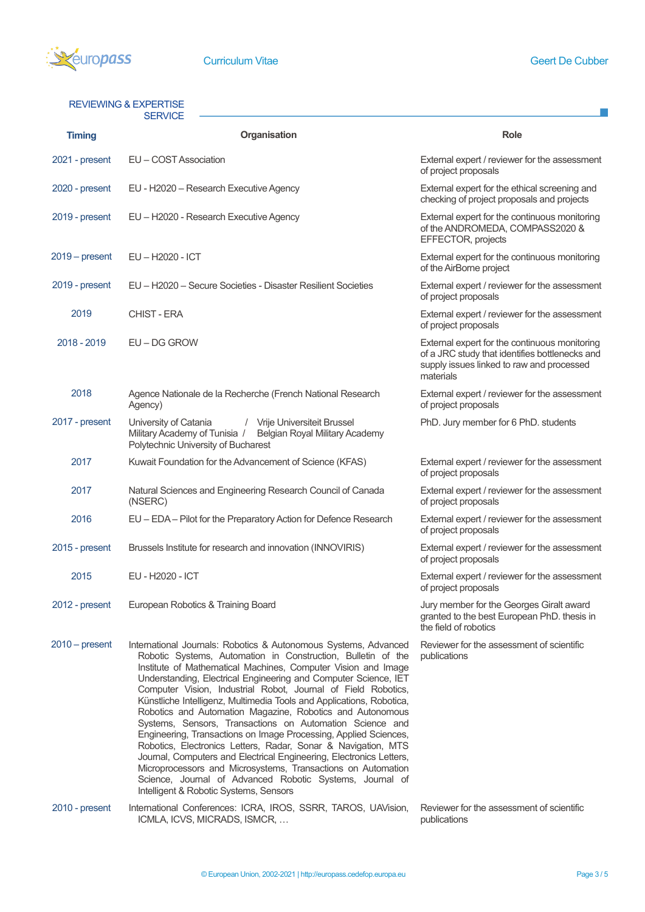## REVIEWING & EXPERTISE SERVICE

| Timing | Organisation | Role |
|---|---|---|
| 2021 - present | EU – COST Association | External expert / reviewer for the assessment of project proposals |
| 2020 - present | EU - H2020 – Research Executive Agency | External expert for the ethical screening and checking of project proposals and projects |
| 2019 - present | EU – H2020 - Research Executive Agency | External expert for the continuous monitoring of the ANDROMEDA, COMPASS2020 & EFFECTOR, projects |
| 2019 – present | EU – H2020 - ICT | External expert for the continuous monitoring of the AirBorne project |
| 2019 - present | EU – H2020 – Secure Societies - Disaster Resilient Societies | External expert / reviewer for the assessment of project proposals |
| 2019 | CHIST - ERA | External expert / reviewer for the assessment of project proposals |
| 2018 - 2019 | EU – DG GROW | External expert for the continuous monitoring of a JRC study that identifies bottlenecks and supply issues linked to raw and processed materials |
| 2018 | Agence Nationale de la Recherche (French National Research Agency) | External expert / reviewer for the assessment of project proposals |
| 2017 - present | University of Catania / Vrije Universiteit Brussel Military Academy of Tunisia / Belgian Royal Military Academy Polytechnic University of Bucharest | PhD. Jury member for 6 PhD. students |
| 2017 | Kuwait Foundation for the Advancement of Science (KFAS) | External expert / reviewer for the assessment of project proposals |
| 2017 | Natural Sciences and Engineering Research Council of Canada (NSERC) | External expert / reviewer for the assessment of project proposals |
| 2016 | EU – EDA – Pilot for the Preparatory Action for Defence Research | External expert / reviewer for the assessment of project proposals |
| 2015 - present | Brussels Institute for research and innovation (INNOVIRIS) | External expert / reviewer for the assessment of project proposals |
| 2015 | EU - H2020 - ICT | External expert / reviewer for the assessment of project proposals |
| 2012 - present | European Robotics & Training Board | Jury member for the Georges Giralt award granted to the best European PhD. thesis in the field of robotics |
| 2010 – present | International Journals: Robotics & Autonomous Systems, Advanced Robotic Systems, Automation in Construction, Bulletin of the Institute of Mathematical Machines, Computer Vision and Image Understanding, Electrical Engineering and Computer Science, IET Computer Vision, Industrial Robot, Journal of Field Robotics, Künstliche Intelligenz, Multimedia Tools and Applications, Robotica, Robotics and Automation Magazine, Robotics and Autonomous Systems, Sensors, Transactions on Automation Science and Engineering, Transactions on Image Processing, Applied Sciences, Robotics, Electronics Letters, Radar, Sonar & Navigation, MTS Journal, Computers and Electrical Engineering, Electronics Letters, Microprocessors and Microsystems, Transactions on Automation Science, Journal of Advanced Robotic Systems, Journal of Intelligent & Robotic Systems, Sensors | Reviewer for the assessment of scientific publications |
| 2010 - present | International Conferences: ICRA, IROS, SSRR, TAROS, UAVision, ICMLA, ICVS, MICRADS, ISMCR, … | Reviewer for the assessment of scientific publications |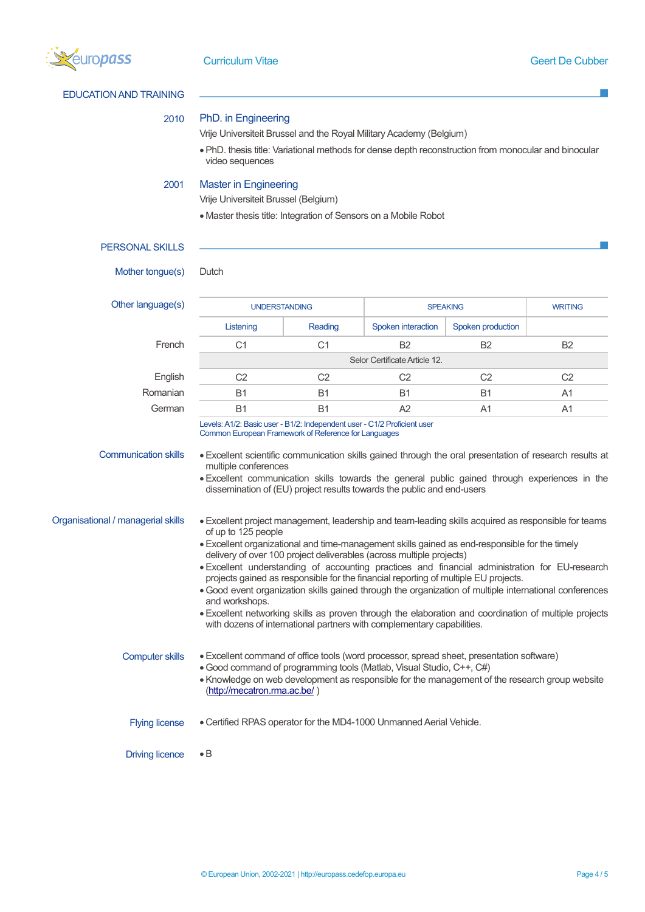## EDUCATION AND TRAINING

**2010** — PhD. in Engineering

Vrije Universiteit Brussel and the Royal Military Academy (Belgium)

- PhD. thesis title: Variational methods for dense depth reconstruction from monocular and binocular video sequences

**2001** — Master in Engineering

Vrije Universiteit Brussel (Belgium)

- Master thesis title: Integration of Sensors on a Mobile Robot

## PERSONAL SKILLS

**Mother tongue(s)**: Dutch

**Other language(s)**

| | UNDERSTANDING | | SPEAKING | | WRITING |
|---|---|---|---|---|---|
| | Listening | Reading | Spoken interaction | Spoken production | |
| French | C1 | C1 | B2 | B2 | B2 |
| | Selor Certificate Article 12. | | | | |
| English | C2 | C2 | C2 | C2 | C2 |
| Romanian | B1 | B1 | B1 | B1 | A1 |
| German | B1 | B1 | A2 | A1 | A1 |

Levels: A1/2: Basic user - B1/2: Independent user - C1/2 Proficient user
Common European Framework of Reference for Languages

**Communication skills**

- Excellent scientific communication skills gained through the oral presentation of research results at multiple conferences
- Excellent communication skills towards the general public gained through experiences in the dissemination of (EU) project results towards the public and end-users

**Organisational / managerial skills**

- Excellent project management, leadership and team-leading skills acquired as responsible for teams of up to 125 people
- Excellent organizational and time-management skills gained as end-responsible for the timely delivery of over 100 project deliverables (across multiple projects)
- Excellent understanding of accounting practices and financial administration for EU-research projects gained as responsible for the financial reporting of multiple EU projects.
- Good event organization skills gained through the organization of multiple international conferences and workshops.
- Excellent networking skills as proven through the elaboration and coordination of multiple projects with dozens of international partners with complementary capabilities.

**Computer skills**

- Excellent command of office tools (word processor, spread sheet, presentation software)
- Good command of programming tools (Matlab, Visual Studio, C++, C#)
- Knowledge on web development as responsible for the management of the research group website (http://mecatron.rma.ac.be/ )

**Flying license**

- Certified RPAS operator for the MD4-1000 Unmanned Aerial Vehicle.

**Driving licence**

- B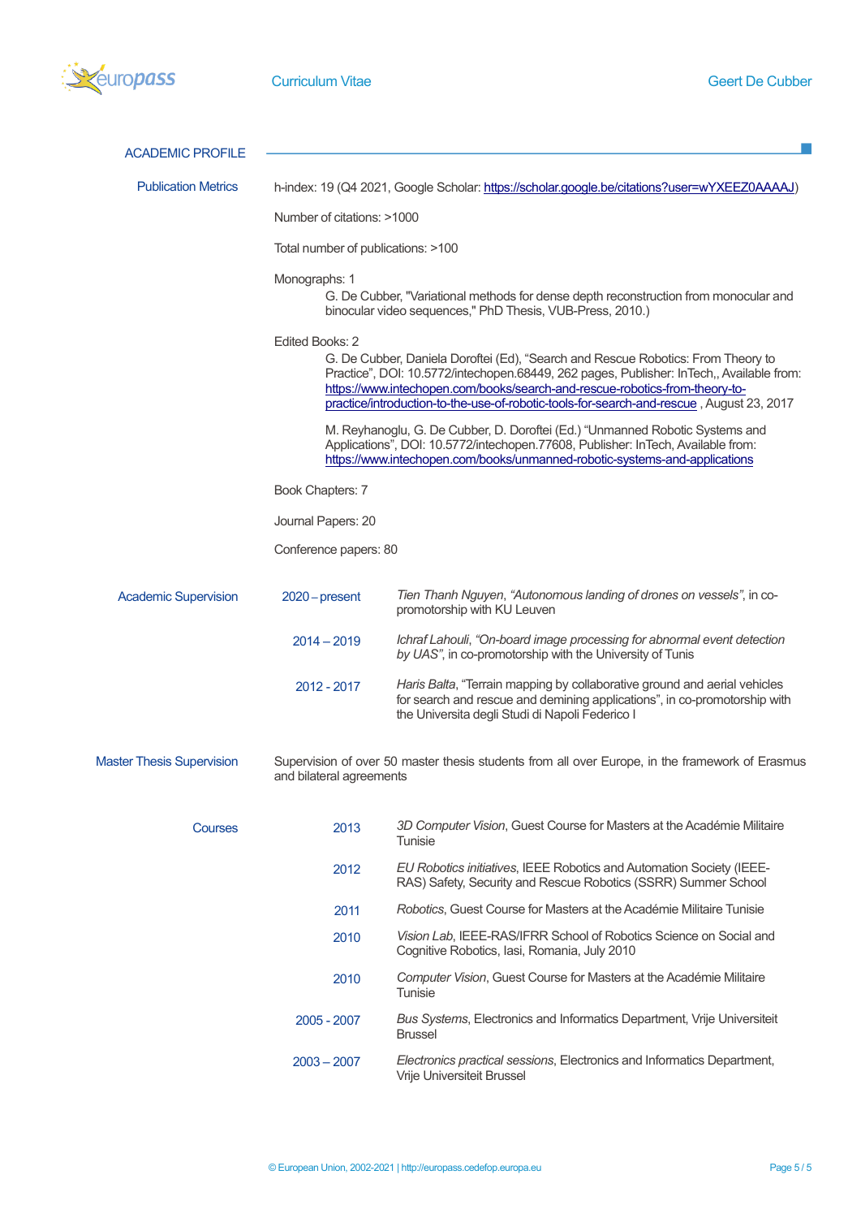## ACADEMIC PROFILE

### Publication Metrics

h-index: 19 (Q4 2021, Google Scholar: https://scholar.google.be/citations?user=wYXEEZ0AAAAJ)

Number of citations: >1000

Total number of publications: >100

Monographs: 1

G. De Cubber, "Variational methods for dense depth reconstruction from monocular and binocular video sequences," PhD Thesis, VUB-Press, 2010.)

Edited Books: 2

G. De Cubber, Daniela Doroftei (Ed), "Search and Rescue Robotics: From Theory to Practice", DOI: 10.5772/intechopen.68449, 262 pages, Publisher: InTech,, Available from: https://www.intechopen.com/books/search-and-rescue-robotics-from-theory-to-practice/introduction-to-the-use-of-robotic-tools-for-search-and-rescue , August 23, 2017

M. Reyhanoglu, G. De Cubber, D. Doroftei (Ed.) "Unmanned Robotic Systems and Applications", DOI: 10.5772/intechopen.77608, Publisher: InTech, Available from: https://www.intechopen.com/books/unmanned-robotic-systems-and-applications

Book Chapters: 7

Journal Papers: 20

Conference papers: 80

### Academic Supervision

| | |
|---|---|
| 2020 – present | *Tien Thanh Nguyen*, *"Autonomous landing of drones on vessels"*, in co-promotorship with KU Leuven |
| 2014 – 2019 | *Ichraf Lahouli*, *"On-board image processing for abnormal event detection by UAS"*, in co-promotorship with the University of Tunis |
| 2012 - 2017 | *Haris Balta*, "Terrain mapping by collaborative ground and aerial vehicles for search and rescue and demining applications", in co-promotorship with the Universita degli Studi di Napoli Federico I |

### Master Thesis Supervision

Supervision of over 50 master thesis students from all over Europe, in the framework of Erasmus and bilateral agreements

### Courses

| | |
|---|---|
| 2013 | *3D Computer Vision*, Guest Course for Masters at the Académie Militaire Tunisie |
| 2012 | *EU Robotics initiatives*, IEEE Robotics and Automation Society (IEEE-RAS) Safety, Security and Rescue Robotics (SSRR) Summer School |
| 2011 | *Robotics*, Guest Course for Masters at the Académie Militaire Tunisie |
| 2010 | *Vision Lab*, IEEE-RAS/IFRR School of Robotics Science on Social and Cognitive Robotics, Iasi, Romania, July 2010 |
| 2010 | *Computer Vision*, Guest Course for Masters at the Académie Militaire Tunisie |
| 2005 - 2007 | *Bus Systems*, Electronics and Informatics Department, Vrije Universiteit Brussel |
| 2003 – 2007 | *Electronics practical sessions*, Electronics and Informatics Department, Vrije Universiteit Brussel |